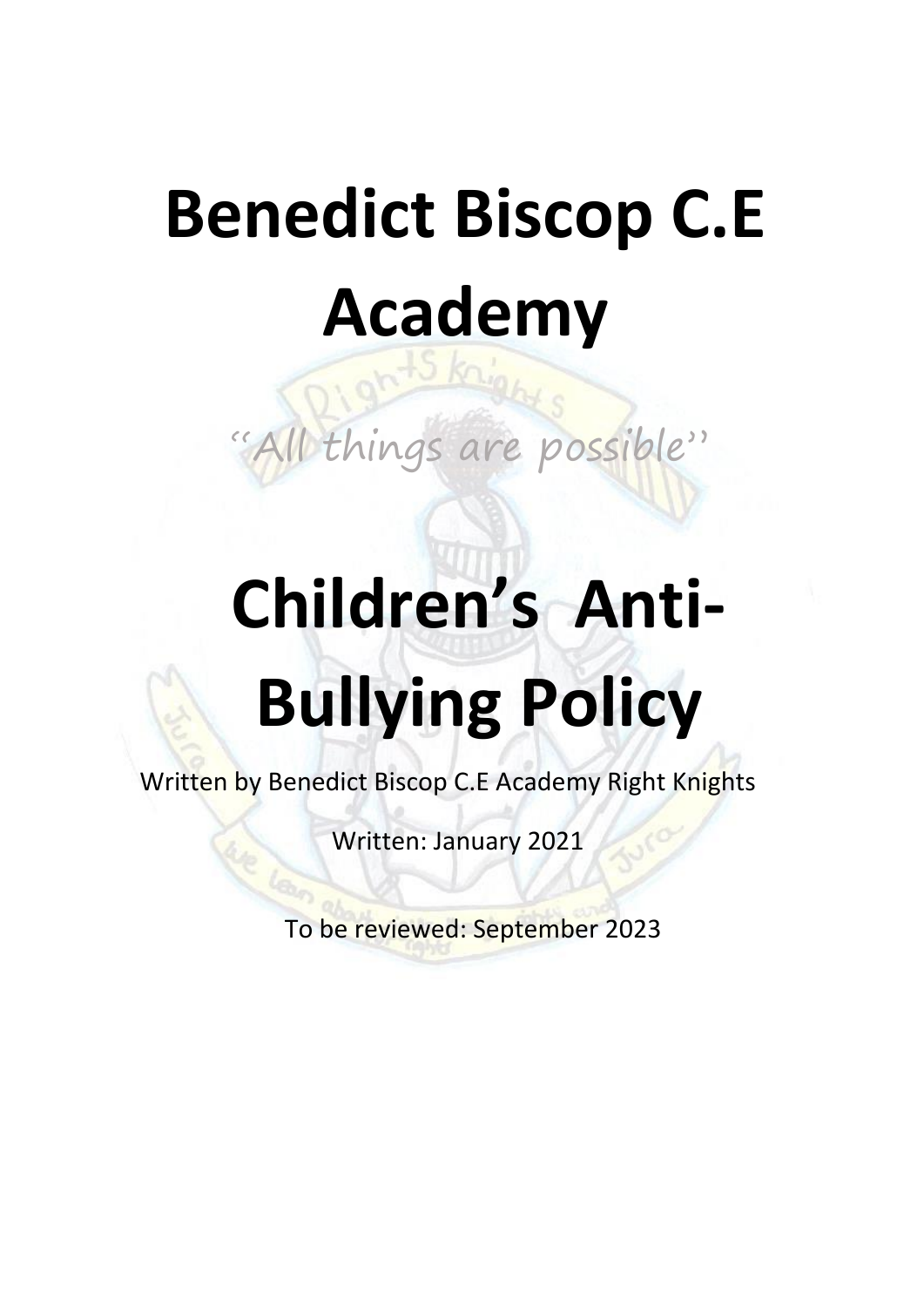# Benedict Biscop C.E Academy

"All things are possible"

# Children's Anti-Bullying Policy

Written by Benedict Biscop C.E Academy Right Knights

Written: January 2021

To be reviewed: September 2023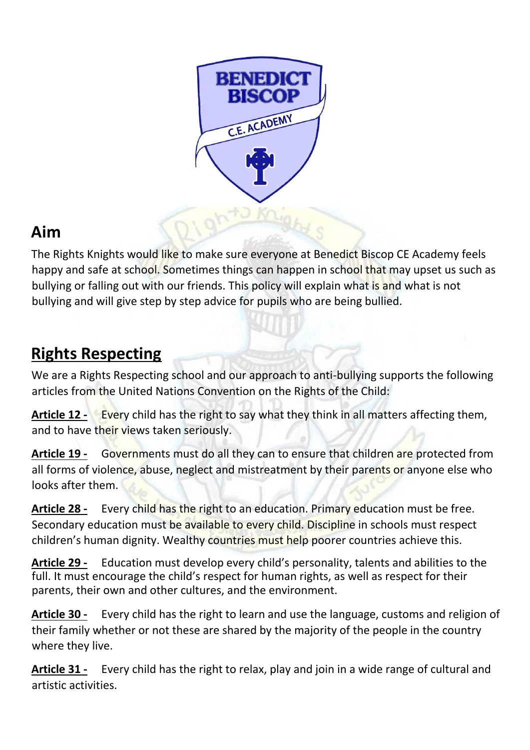## Aim

The Rights Knights would like to make sure everyone at Benedict Biscop CE Academy feels happy and safe at school. Sometimes things can happen in school that may upset us such as bullying or falling out with our friends. This policy will explain what is and what is not bullying and will give step by step advice for pupils who are being bullied.

## Rights Respecting

We are a Rights Respecting school and our approach to anti-bullying supports the following articles from the United Nations Convention on the Rights of the Child:

**Article 12 -** Every child has the right to say what they think in all matters affecting them, and to have their views taken seriously.

**Article 19 -** Governments must do all they can to ensure that children are protected from all forms of violence, abuse, neglect and mistreatment by their parents or anyone else who looks after them.

**Article 28 -** Every child has the right to an education. Primary education must be free. Secondary education must be available to every child. Discipline in schools must respect children's human dignity. Wealthy countries must help poorer countries achieve this.

**Article 29 -** Education must develop every child's personality, talents and abilities to the full. It must encourage the child's respect for human rights, as well as respect for their parents, their own and other cultures, and the environment.

**Article 30 -** Every child has the right to learn and use the language, customs and religion of their family whether or not these are shared by the majority of the people in the country where they live.

**Article 31 -** Every child has the right to relax, play and join in a wide range of cultural and artistic activities.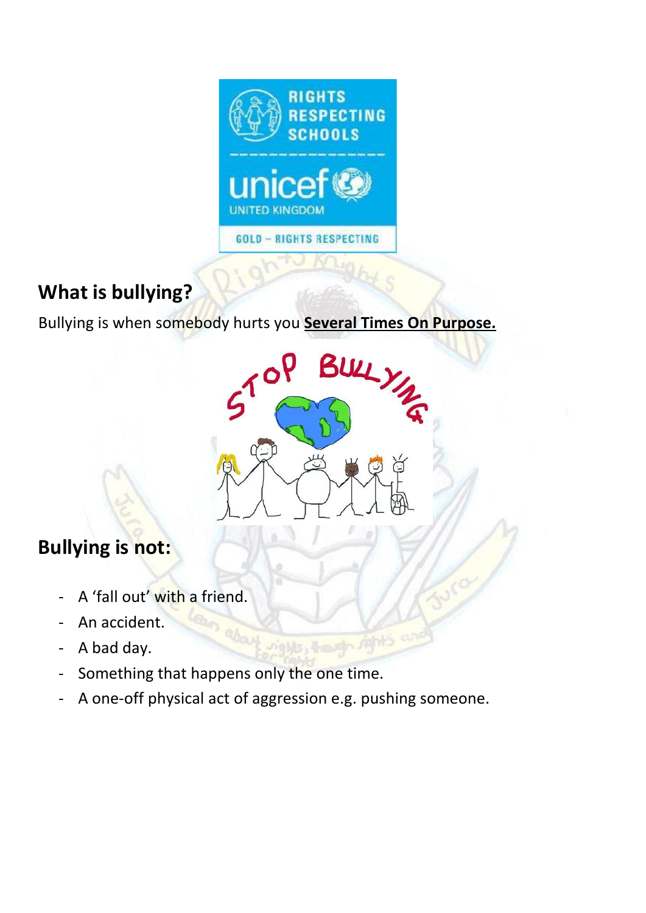## What is bullying?

Bullying is when somebody hurts you **Several Times On Purpose.**

## Bullying is not:

- A 'fall out' with a friend.
- An accident.
- A bad day.
- Something that happens only the one time.
- A one-off physical act of aggression e.g. pushing someone.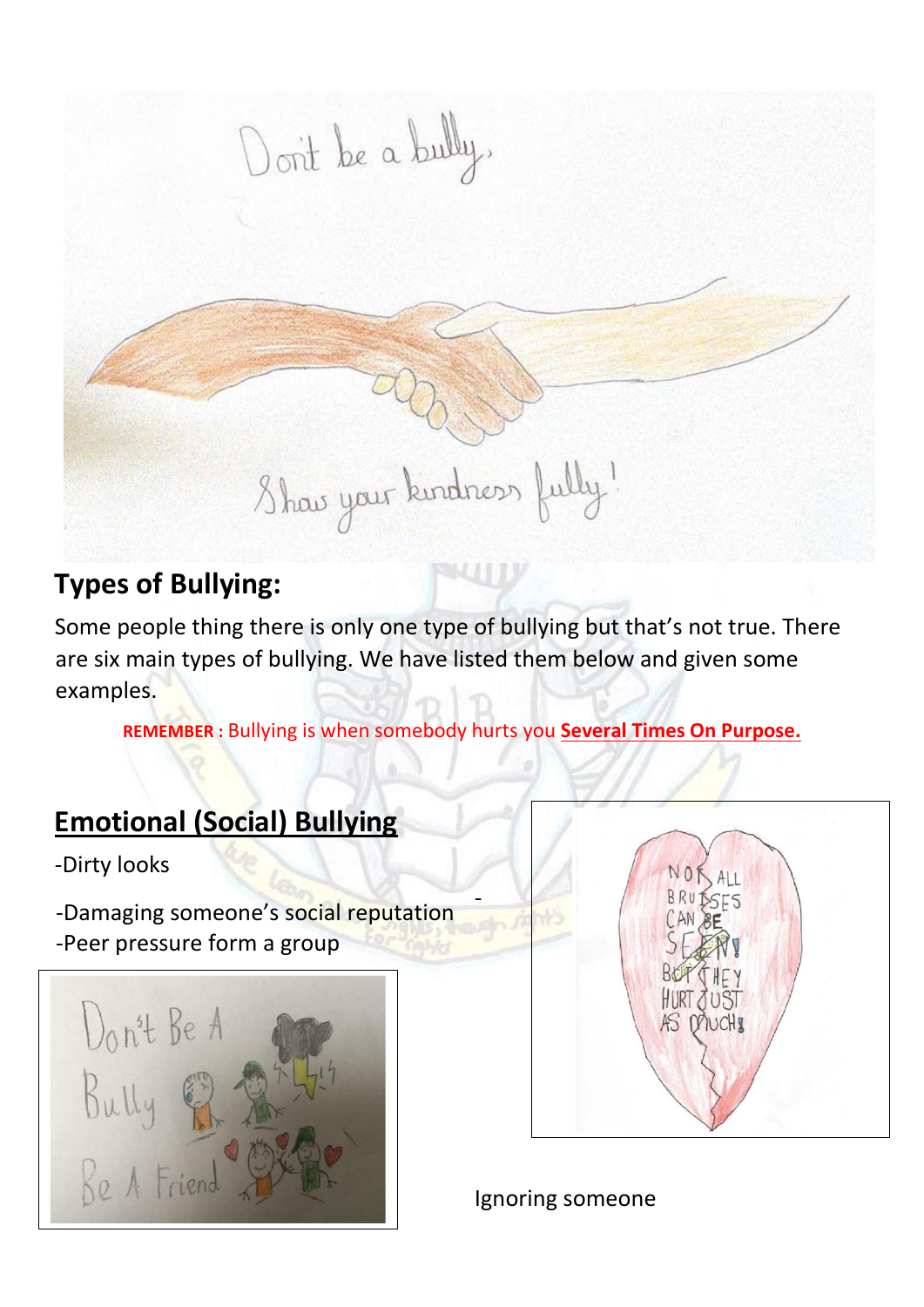## Types of Bullying:

Some people thing there is only one type of bullying but that's not true. There are six main types of bullying. We have listed them below and given some examples.

**REMEMBER :** Bullying is when somebody hurts you **Several Times On Purpose.**

## Emotional (Social) Bullying

-Dirty looks

-Damaging someone's social reputation
-Peer pressure form a group

-Ignoring someone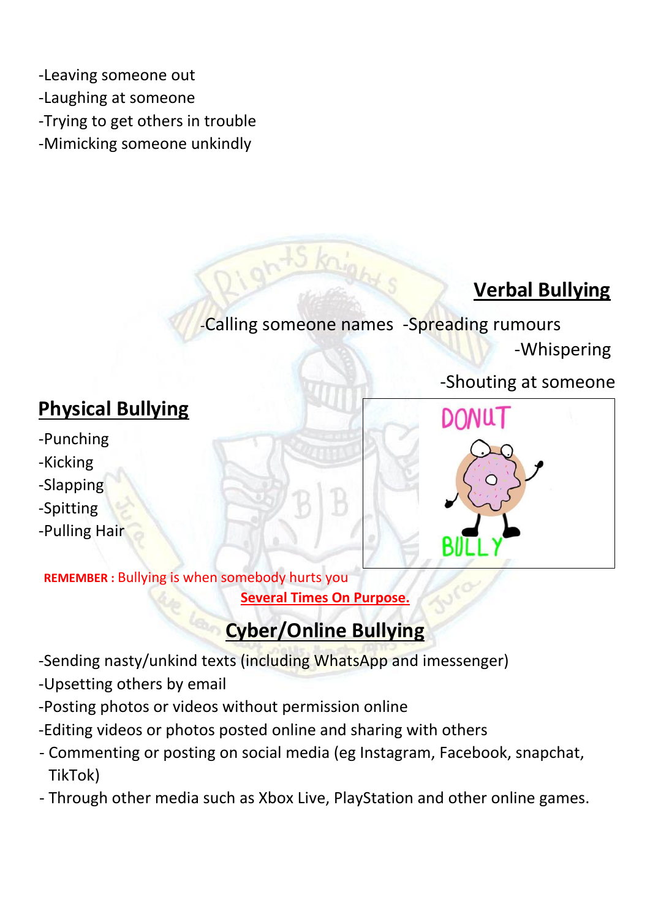-Leaving someone out
-Laughing at someone
-Trying to get others in trouble
-Mimicking someone unkindly

## Verbal Bullying

-Calling someone names -Spreading rumours
-Whispering
-Shouting at someone

## Physical Bullying

-Punching
-Kicking
-Slapping
-Spitting
-Pulling Hair

**REMEMBER :** Bullying is when somebody hurts you **Several Times On Purpose.**

## Cyber/Online Bullying

-Sending nasty/unkind texts (including WhatsApp and imessenger)
-Upsetting others by email
-Posting photos or videos without permission online
-Editing videos or photos posted online and sharing with others
- Commenting or posting on social media (eg Instagram, Facebook, snapchat, TikTok)
- Through other media such as Xbox Live, PlayStation and other online games.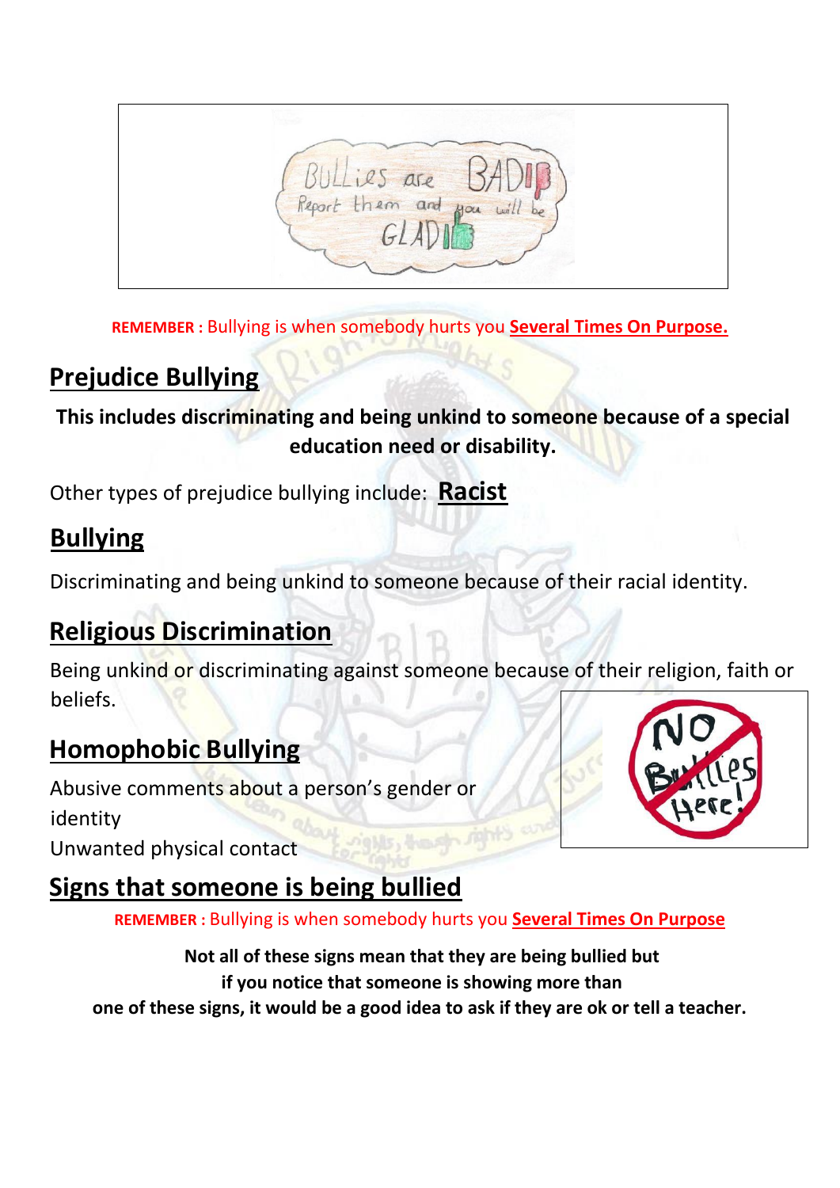REMEMBER : Bullying is when somebody hurts you **Several Times On Purpose.**

## Prejudice Bullying

**This includes discriminating and being unkind to someone because of a special education need or disability.**

Other types of prejudice bullying include: **Racist**

## Bullying

Discriminating and being unkind to someone because of their racial identity.

## Religious Discrimination

Being unkind or discriminating against someone because of their religion, faith or beliefs.

## Homophobic Bullying

Abusive comments about a person's gender or identity

Unwanted physical contact

## Signs that someone is being bullied

REMEMBER : Bullying is when somebody hurts you **Several Times On Purpose**

**Not all of these signs mean that they are being bullied but if you notice that someone is showing more than one of these signs, it would be a good idea to ask if they are ok or tell a teacher.**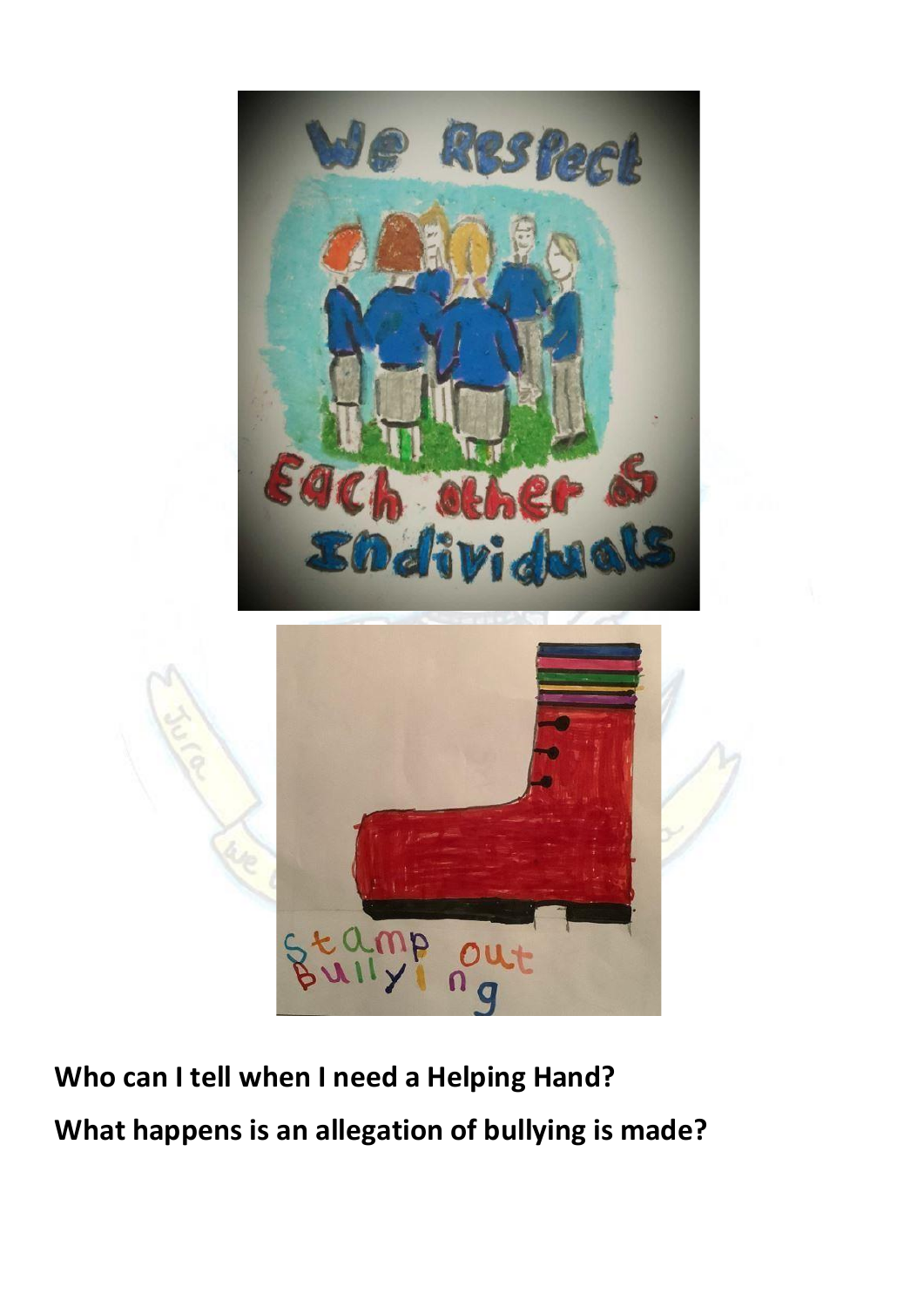**Who can I tell when I need a Helping Hand?**

**What happens is an allegation of bullying is made?**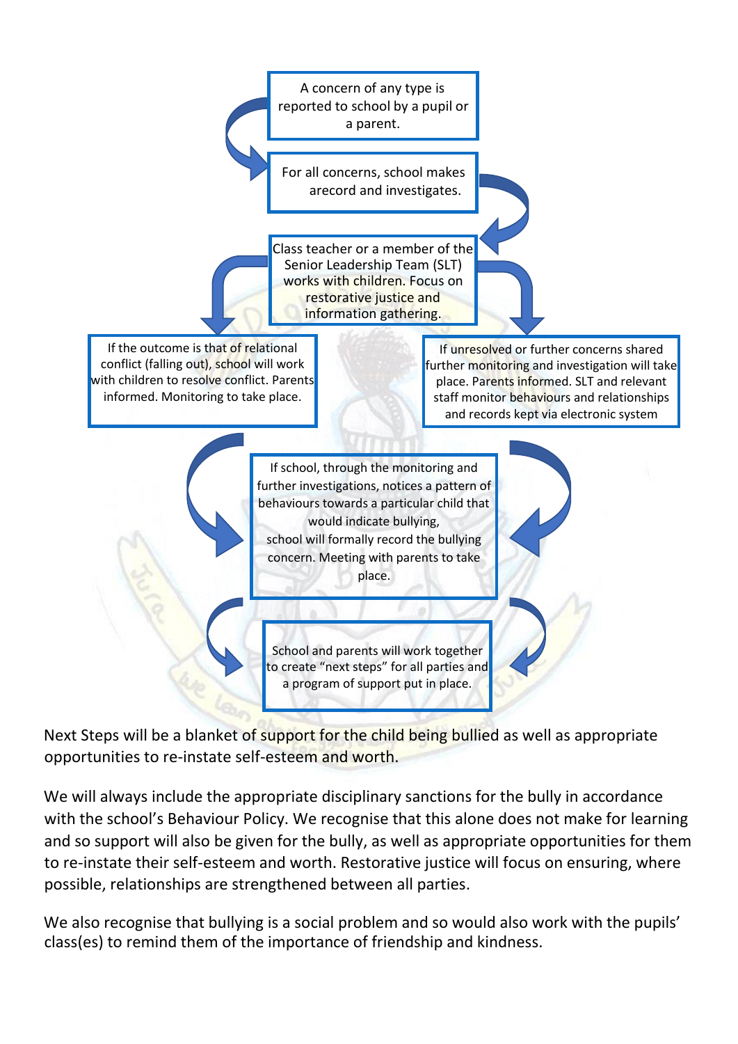A concern of any type is reported to school by a pupil or a parent.

For all concerns, school makes arecord and investigates.

Class teacher or a member of the Senior Leadership Team (SLT) works with children. Focus on restorative justice and information gathering.

If the outcome is that of relational conflict (falling out), school will work with children to resolve conflict. Parents informed. Monitoring to take place.

If unresolved or further concerns shared further monitoring and investigation will take place. Parents informed. SLT and relevant staff monitor behaviours and relationships and records kept via electronic system

If school, through the monitoring and further investigations, notices a pattern of behaviours towards a particular child that would indicate bullying, school will formally record the bullying concern. Meeting with parents to take place.

School and parents will work together to create "next steps" for all parties and a program of support put in place.

Next Steps will be a blanket of support for the child being bullied as well as appropriate opportunities to re-instate self-esteem and worth.

We will always include the appropriate disciplinary sanctions for the bully in accordance with the school's Behaviour Policy. We recognise that this alone does not make for learning and so support will also be given for the bully, as well as appropriate opportunities for them to re-instate their self-esteem and worth. Restorative justice will focus on ensuring, where possible, relationships are strengthened between all parties.

We also recognise that bullying is a social problem and so would also work with the pupils' class(es) to remind them of the importance of friendship and kindness.